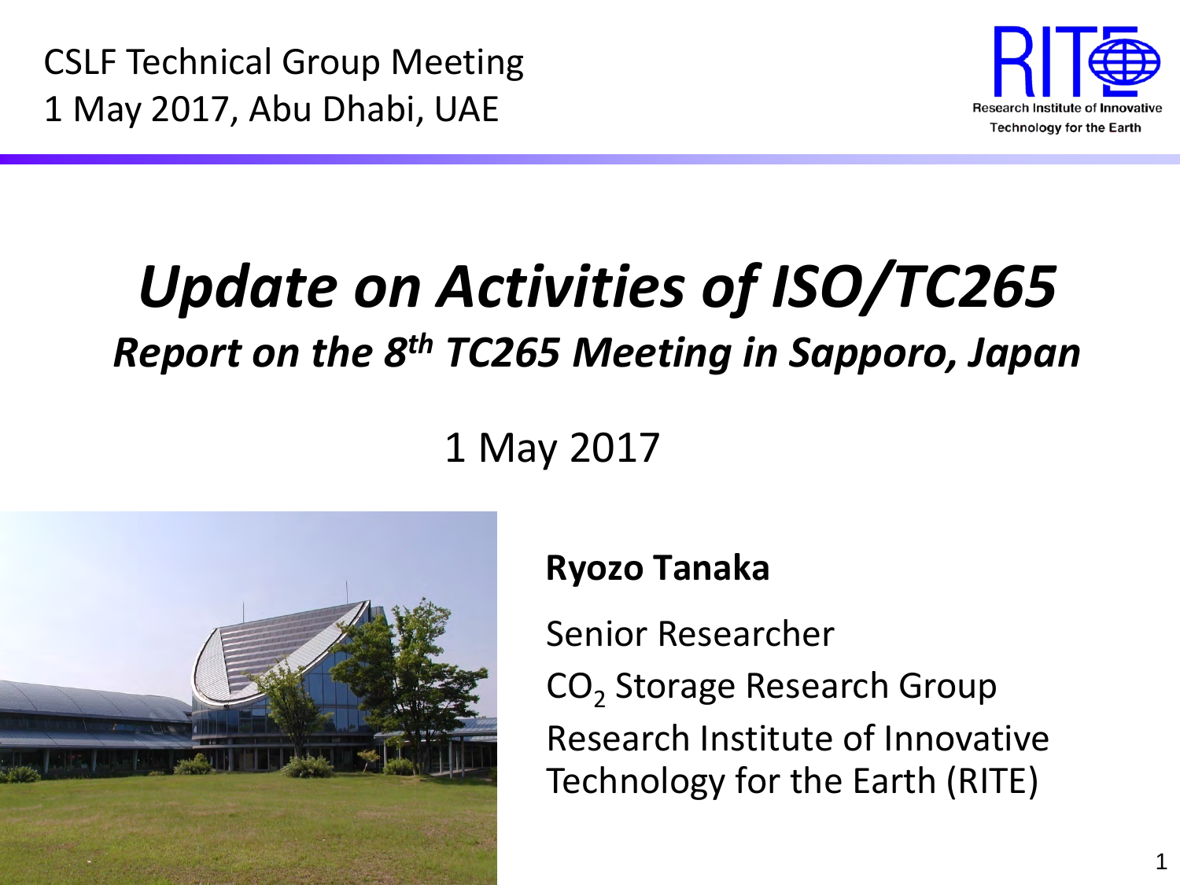CSLF Technical Group Meeting
1 May 2017, Abu Dhabi, UAE

RITE
Research Institute of Innovative Technology for the Earth

# *Update on Activities of ISO/TC265*

## *Report on the 8th TC265 Meeting in Sapporo, Japan*

1 May 2017

**Ryozo Tanaka**

Senior Researcher

$CO_2$ Storage Research Group

Research Institute of Innovative Technology for the Earth (RITE)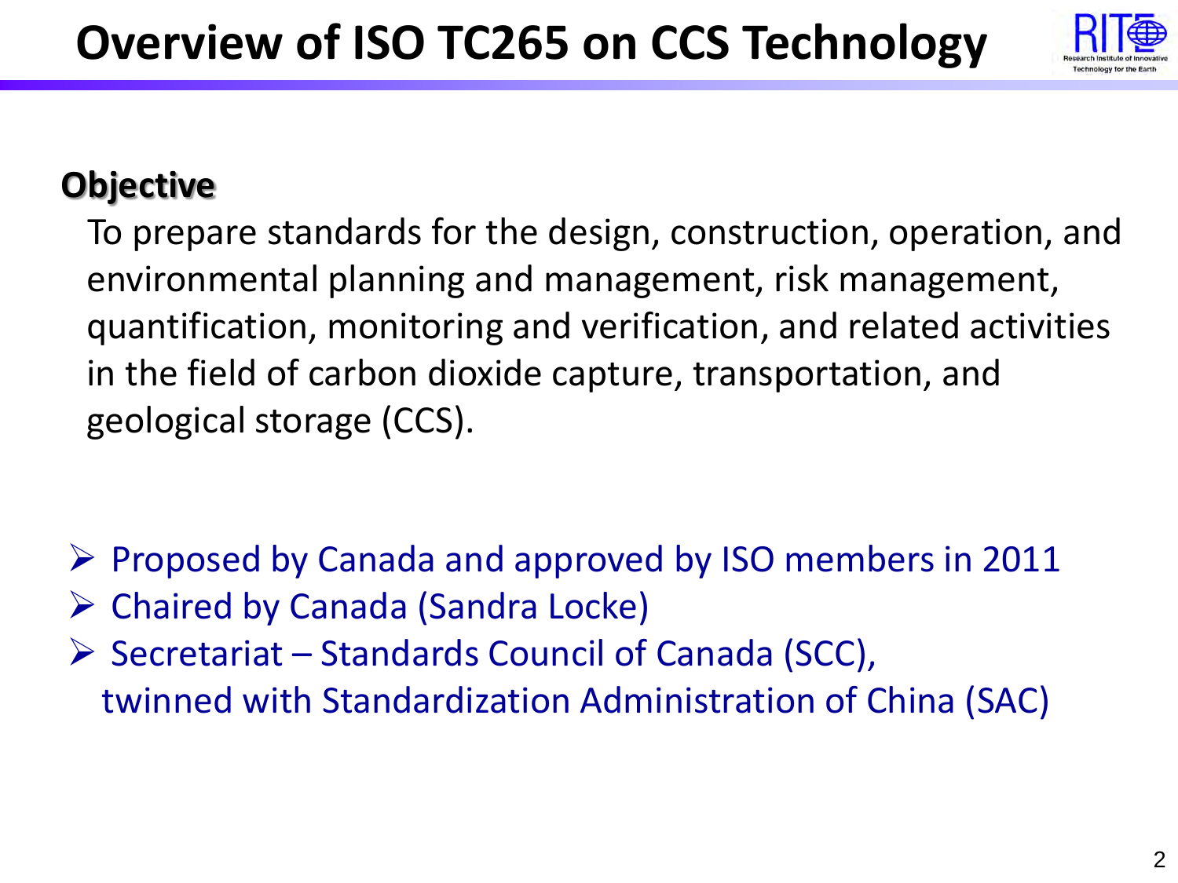# Overview of ISO TC265 on CCS Technology

## Objective

To prepare standards for the design, construction, operation, and environmental planning and management, risk management, quantification, monitoring and verification, and related activities in the field of carbon dioxide capture, transportation, and geological storage (CCS).

- Proposed by Canada and approved by ISO members in 2011
- Chaired by Canada (Sandra Locke)
- Secretariat – Standards Council of Canada (SCC), twinned with Standardization Administration of China (SAC)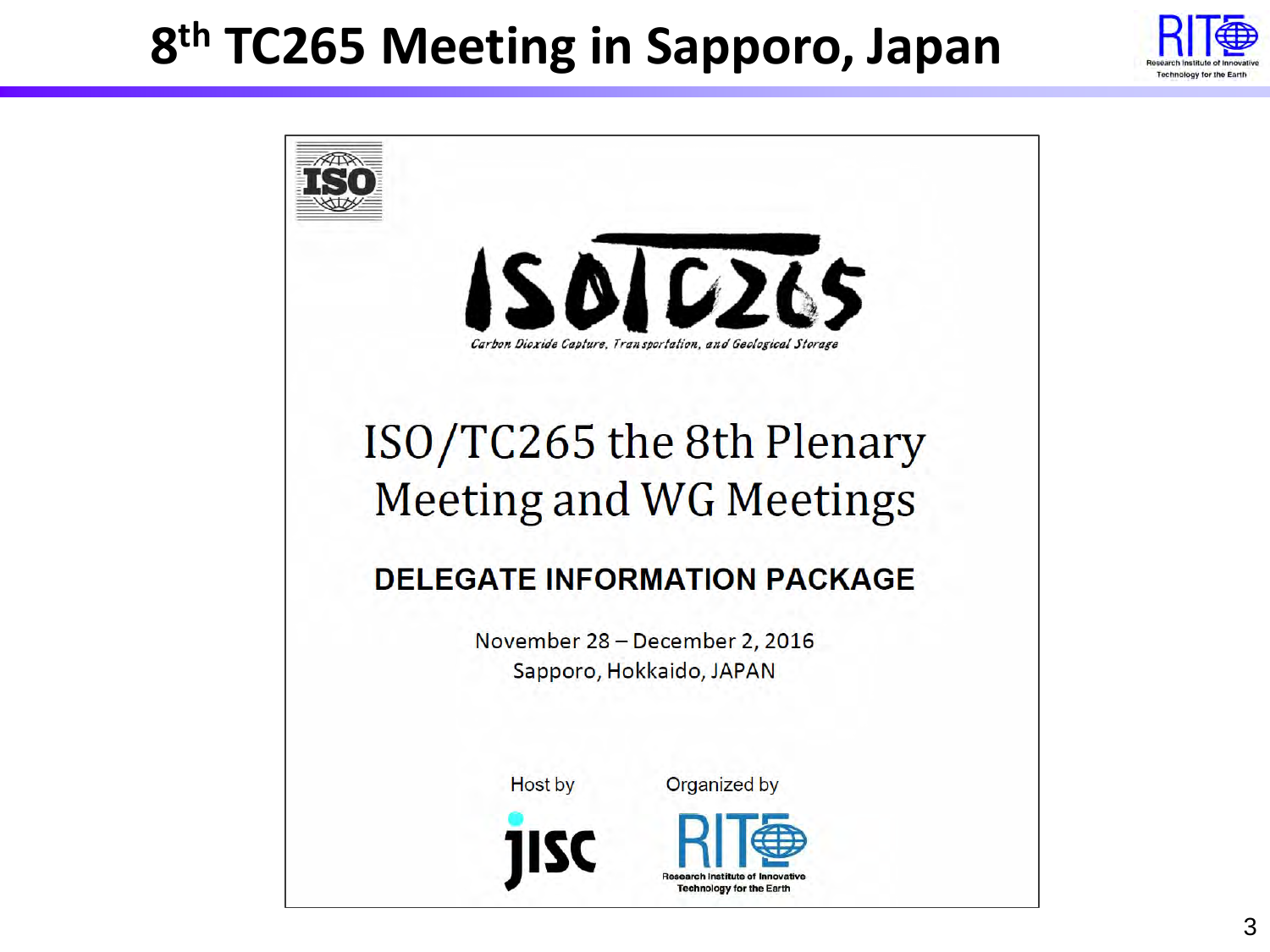# 8th TC265 Meeting in Sapporo, Japan

ISO

ISO/TC265

*Carbon Dioxide Capture, Transportation, and Geological Storage*

## ISO/TC265 the 8th Plenary Meeting and WG Meetings

### DELEGATE INFORMATION PACKAGE

November 28 – December 2, 2016
Sapporo, Hokkaido, JAPAN

Host by
jisc

Organized by
RITE
Research Institute of Innovative Technology for the Earth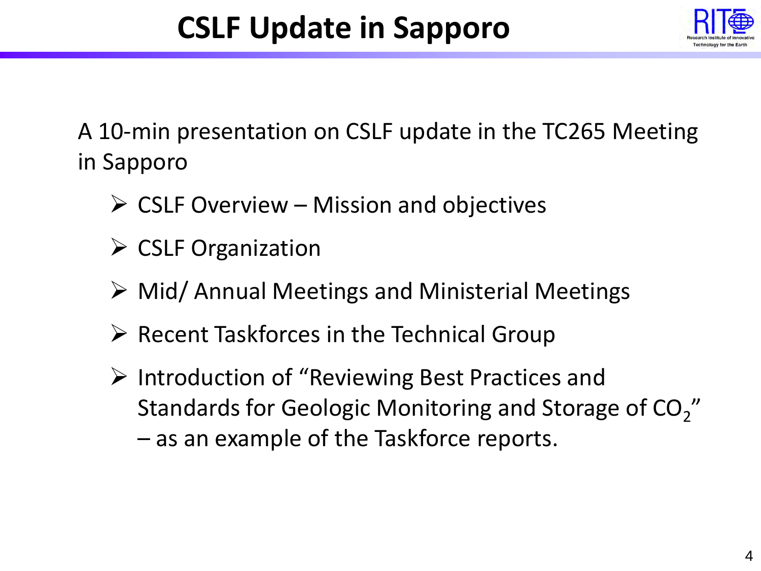# CSLF Update in Sapporo

A 10-min presentation on CSLF update in the TC265 Meeting in Sapporo

- CSLF Overview – Mission and objectives
- CSLF Organization
- Mid/ Annual Meetings and Ministerial Meetings
- Recent Taskforces in the Technical Group
- Introduction of "Reviewing Best Practices and Standards for Geologic Monitoring and Storage of $CO_2$" – as an example of the Taskforce reports.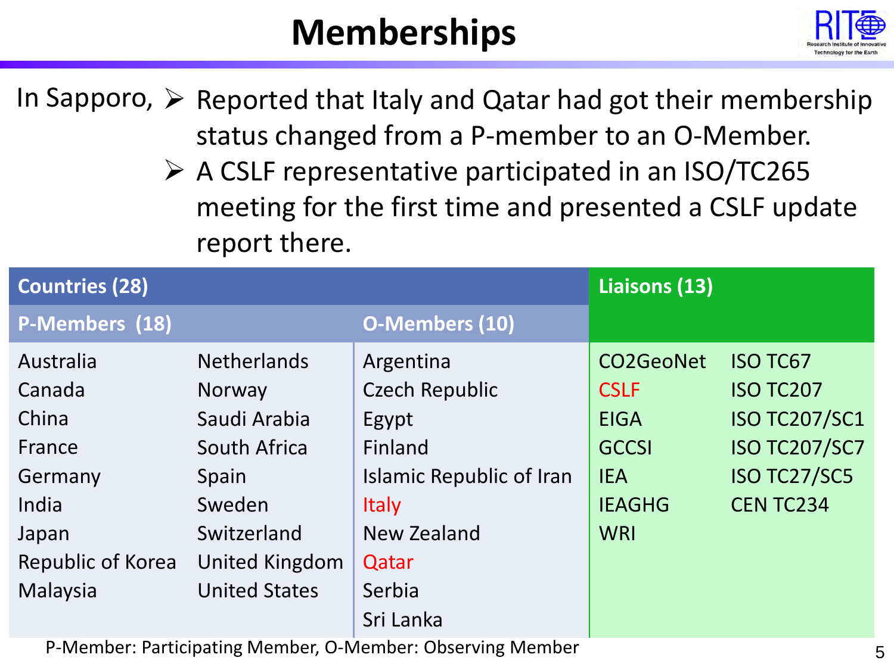# Memberships

In Sapporo,

- Reported that Italy and Qatar had got their membership status changed from a P-member to an O-Member.
- A CSLF representative participated in an ISO/TC265 meeting for the first time and presented a CSLF update report there.

| Countries (28) | | | Liaisons (13) | |
|---|---|---|---|---|
| **P-Members (18)** | | **O-Members (10)** | | |
| Australia | Netherlands | Argentina | CO2GeoNet | ISO TC67 |
| Canada | Norway | Czech Republic | CSLF | ISO TC207 |
| China | Saudi Arabia | Egypt | EIGA | ISO TC207/SC1 |
| France | South Africa | Finland | GCCSI | ISO TC207/SC7 |
| Germany | Spain | Islamic Republic of Iran | IEA | ISO TC27/SC5 |
| India | Sweden | Italy | IEAGHG | CEN TC234 |
| Japan | Switzerland | New Zealand | WRI | |
| Republic of Korea | United Kingdom | Qatar | | |
| Malaysia | United States | Serbia | | |
| | | Sri Lanka | | |

P-Member: Participating Member, O-Member: Observing Member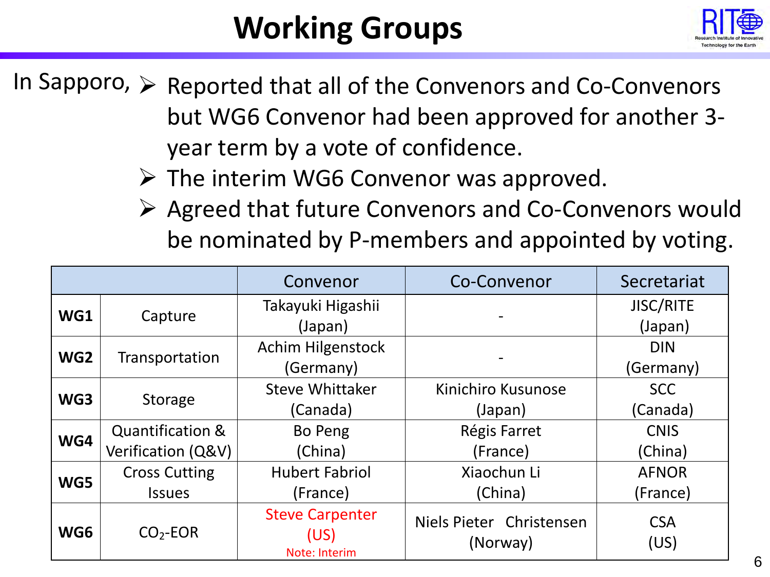# Working Groups

In Sapporo,

- Reported that all of the Convenors and Co-Convenors but WG6 Convenor had been approved for another 3-year term by a vote of confidence.
- The interim WG6 Convenor was approved.
- Agreed that future Convenors and Co-Convenors would be nominated by P-members and appointed by voting.

| | | Convenor | Co-Convenor | Secretariat |
|---|---|---|---|---|
| **WG1** | Capture | Takayuki Higashii (Japan) | - | JISC/RITE (Japan) |
| **WG2** | Transportation | Achim Hilgenstock (Germany) | - | DIN (Germany) |
| **WG3** | Storage | Steve Whittaker (Canada) | Kinichiro Kusunose (Japan) | SCC (Canada) |
| **WG4** | Quantification & Verification (Q&V) | Bo Peng (China) | Régis Farret (France) | CNIS (China) |
| **WG5** | Cross Cutting Issues | Hubert Fabriol (France) | Xiaochun Li (China) | AFNOR (France) |
| **WG6** | $CO_2$-EOR | Steve Carpenter (US) Note: Interim | Niels Pieter Christensen (Norway) | CSA (US) |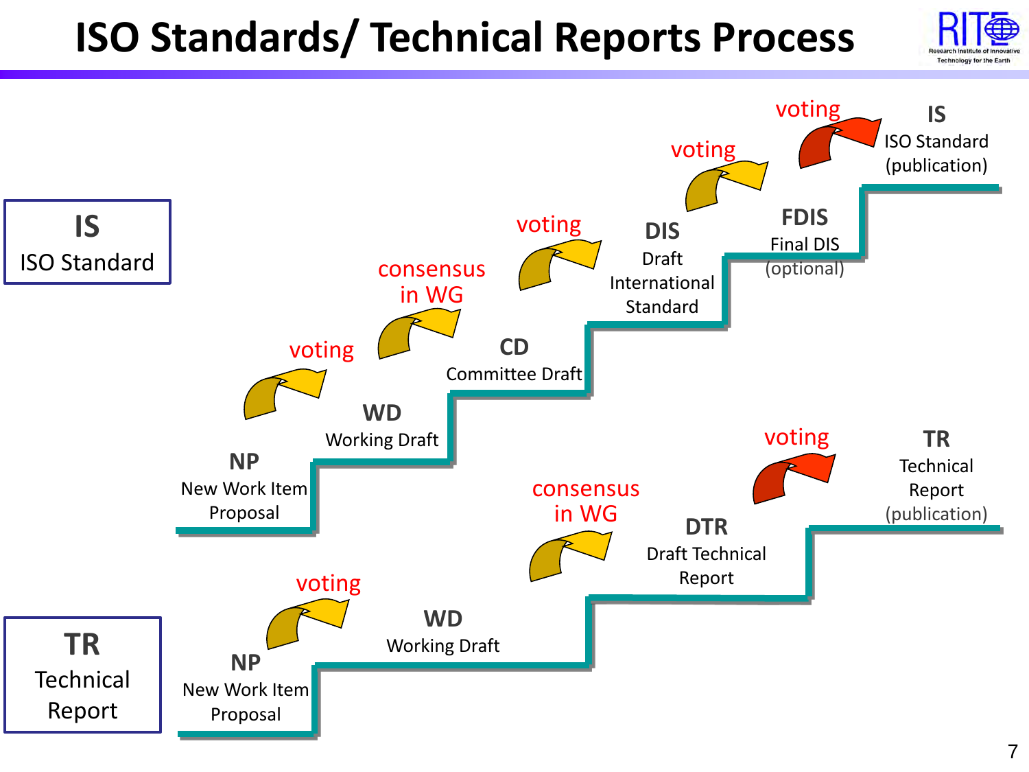# ISO Standards/ Technical Reports Process

**IS**
ISO Standard

**NP** New Work Item Proposal → *voting* → **WD** Working Draft → *consensus in WG* → **CD** Committee Draft → *voting* → **DIS** Draft International Standard → *voting* → **FDIS** Final DIS (optional) → *voting* → **IS** ISO Standard (publication)

**TR**
Technical Report

**NP** New Work Item Proposal → *voting* → **WD** Working Draft → *consensus in WG* → **DTR** Draft Technical Report → *voting* → **TR** Technical Report (publication)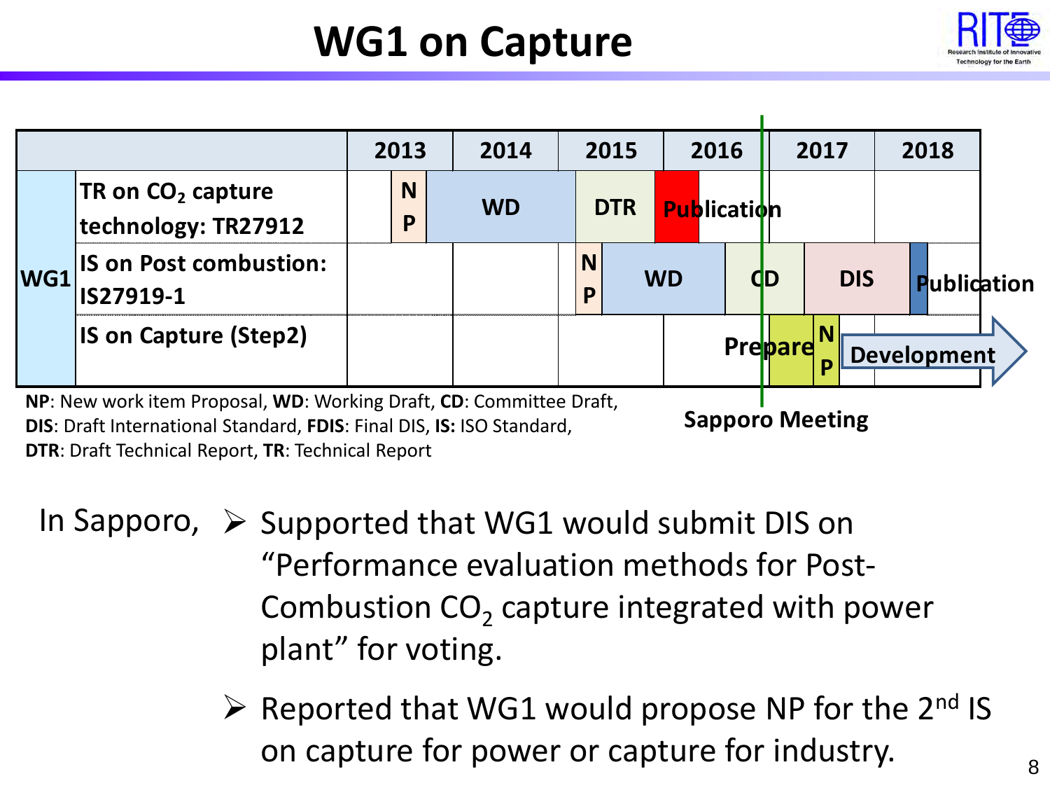# WG1 on Capture

| | | 2013 | 2014 | 2015 | 2016 | 2017 | 2018 |
|---|---|---|---|---|---|---|---|
| WG1 | TR on $CO_2$ capture technology: TR27912 | NP | WD | DTR | Publication | | |
| | IS on Post combustion: IS27919-1 | | | NP | WD | CD | DIS, Publication |
| | IS on Capture (Step2) | | | | Prepare | Prepare, NP | Development |

Sapporo Meeting

**NP**: New work item Proposal, **WD**: Working Draft, **CD**: Committee Draft, **DIS**: Draft International Standard, **FDIS**: Final DIS, **IS:** ISO Standard, **DTR**: Draft Technical Report, **TR**: Technical Report

In Sapporo,

- Supported that WG1 would submit DIS on "Performance evaluation methods for Post-Combustion $CO_2$ capture integrated with power plant" for voting.
- Reported that WG1 would propose NP for the 2nd IS on capture for power or capture for industry.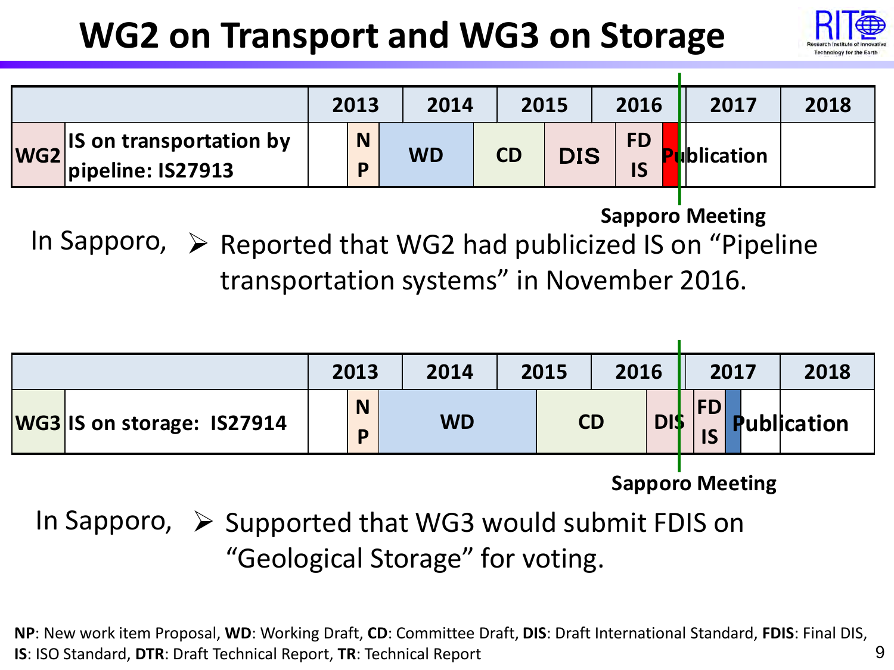# WG2 on Transport and WG3 on Storage

| | | 2013 | 2014 | 2015 | 2016 | 2017 | 2018 |
|---|---|---|---|---|---|---|---|
| WG2 | IS on transportation by pipeline: IS27913 | NP | WD | CD / DIS | DIS / FDIS | Publication | |

Sapporo Meeting

In Sapporo,
- Reported that WG2 had publicized IS on "Pipeline transportation systems" in November 2016.

| | | 2013 | 2014 | 2015 | 2016 | 2017 | 2018 |
|---|---|---|---|---|---|---|---|
| WG3 | IS on storage: IS27914 | NP | WD | WD / CD | CD / DIS | FDIS / Publication | Publication |

Sapporo Meeting

In Sapporo,
- Supported that WG3 would submit FDIS on "Geological Storage" for voting.

**NP**: New work item Proposal, **WD**: Working Draft, **CD**: Committee Draft, **DIS**: Draft International Standard, **FDIS**: Final DIS, **IS**: ISO Standard, **DTR**: Draft Technical Report, **TR**: Technical Report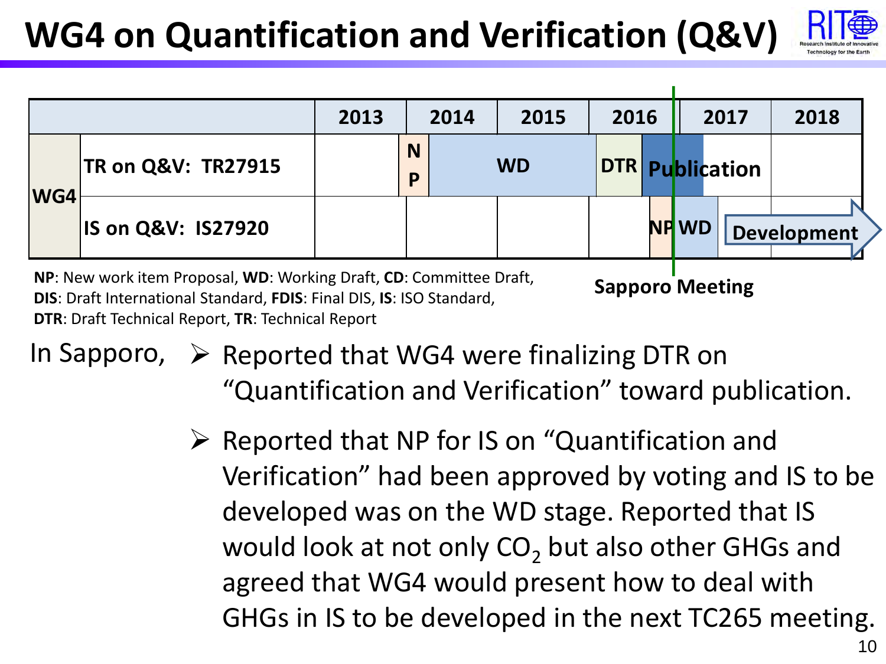# WG4 on Quantification and Verification (Q&V)

| | | 2013 | 2014 | 2015 | 2016 | 2017 | 2018 |
|---|---|---|---|---|---|---|---|
| WG4 | TR on Q&V: TR27915 | | NP | WD | DTR | Publication | |
| | IS on Q&V: IS27920 | | | | NP | WD → Development | |

Sapporo Meeting

**NP**: New work item Proposal, **WD**: Working Draft, **CD**: Committee Draft, **DIS**: Draft International Standard, **FDIS**: Final DIS, **IS**: ISO Standard, **DTR**: Draft Technical Report, **TR**: Technical Report

In Sapporo,

- Reported that WG4 were finalizing DTR on "Quantification and Verification" toward publication.
- Reported that NP for IS on "Quantification and Verification" had been approved by voting and IS to be developed was on the WD stage. Reported that IS would look at not only $CO_2$ but also other GHGs and agreed that WG4 would present how to deal with GHGs in IS to be developed in the next TC265 meeting.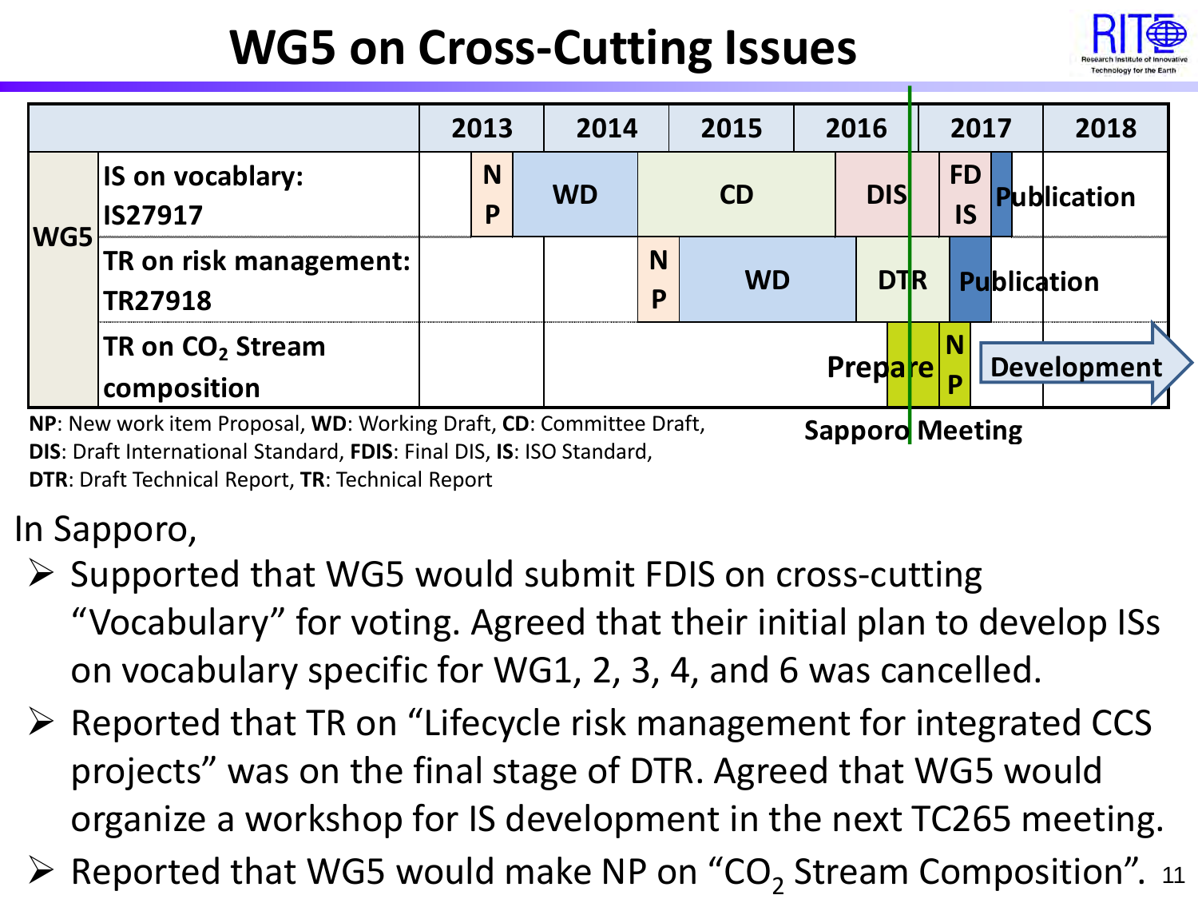# WG5 on Cross-Cutting Issues

| | | 2013 | 2014 | 2015 | 2016 | 2017 | 2018 |
|---|---|---|---|---|---|---|---|
| WG5 | IS on vocablary: IS27917 | NP | WD | CD | DIS | FDIS | Publication |
| | TR on risk management: TR27918 | | | NP | WD | DTR | Publication |
| | TR on $CO_2$ Stream composition | | | | Prepare | NP | Development |

Sapporo Meeting

**NP**: New work item Proposal, **WD**: Working Draft, **CD**: Committee Draft, **DIS**: Draft International Standard, **FDIS**: Final DIS, **IS**: ISO Standard, **DTR**: Draft Technical Report, **TR**: Technical Report

In Sapporo,

- Supported that WG5 would submit FDIS on cross-cutting "Vocabulary" for voting. Agreed that their initial plan to develop ISs on vocabulary specific for WG1, 2, 3, 4, and 6 was cancelled.
- Reported that TR on "Lifecycle risk management for integrated CCS projects" was on the final stage of DTR. Agreed that WG5 would organize a workshop for IS development in the next TC265 meeting.
- Reported that WG5 would make NP on "$CO_2$ Stream Composition".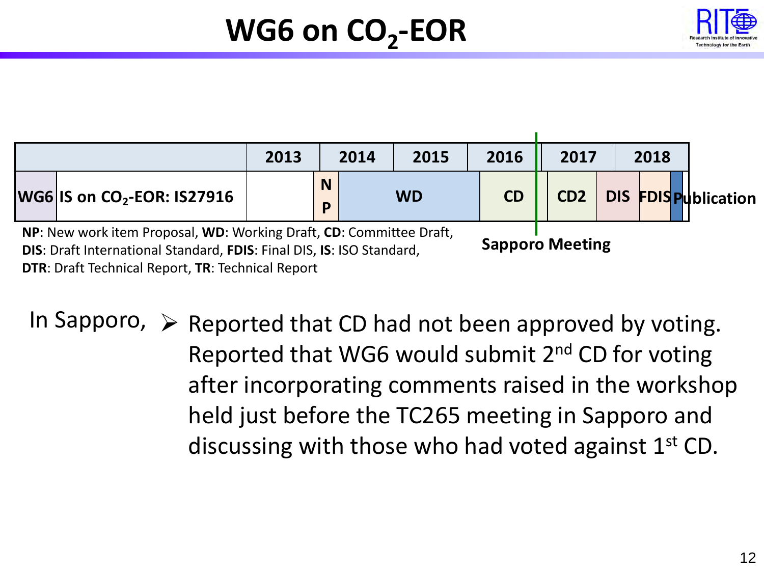# WG6 on $CO_2$-EOR

| | | 2013 | 2014 | 2015 | 2016 | 2017 | 2018 |
|---|---|---|---|---|---|---|---|
| WG6 | IS on $CO_2$-EOR: IS27916 | | NP | WD | CD | CD2 / DIS | FDIS / Publication |

**NP**: New work item Proposal, **WD**: Working Draft, **CD**: Committee Draft, **DIS**: Draft International Standard, **FDIS**: Final DIS, **IS**: ISO Standard, **DTR**: Draft Technical Report, **TR**: Technical Report

**Sapporo Meeting**

In Sapporo,

- Reported that CD had not been approved by voting. Reported that WG6 would submit 2nd CD for voting after incorporating comments raised in the workshop held just before the TC265 meeting in Sapporo and discussing with those who had voted against 1st CD.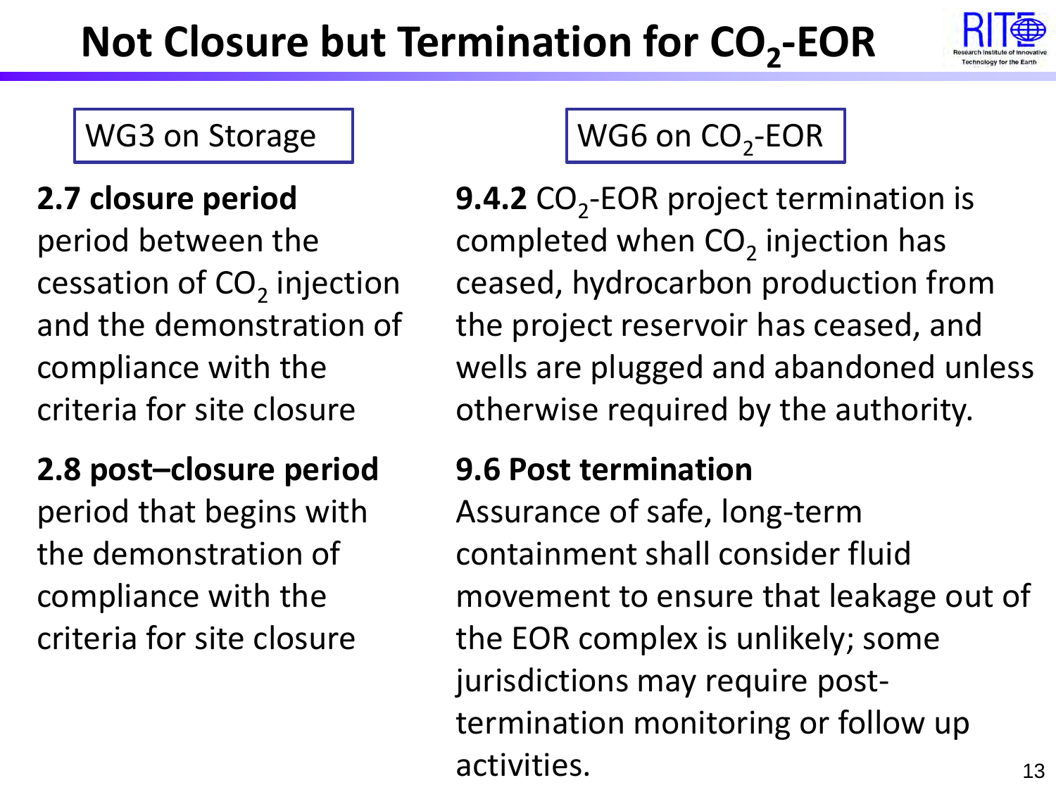# Not Closure but Termination for $CO_2$-EOR

WG3 on Storage

**2.7 closure period**
period between the cessation of $CO_2$ injection and the demonstration of compliance with the criteria for site closure

**2.8 post–closure period**
period that begins with the demonstration of compliance with the criteria for site closure

WG6 on $CO_2$-EOR

**9.4.2** $CO_2$-EOR project termination is completed when $CO_2$ injection has ceased, hydrocarbon production from the project reservoir has ceased, and wells are plugged and abandoned unless otherwise required by the authority.

**9.6 Post termination**
Assurance of safe, long-term containment shall consider fluid movement to ensure that leakage out of the EOR complex is unlikely; some jurisdictions may require post-termination monitoring or follow up activities.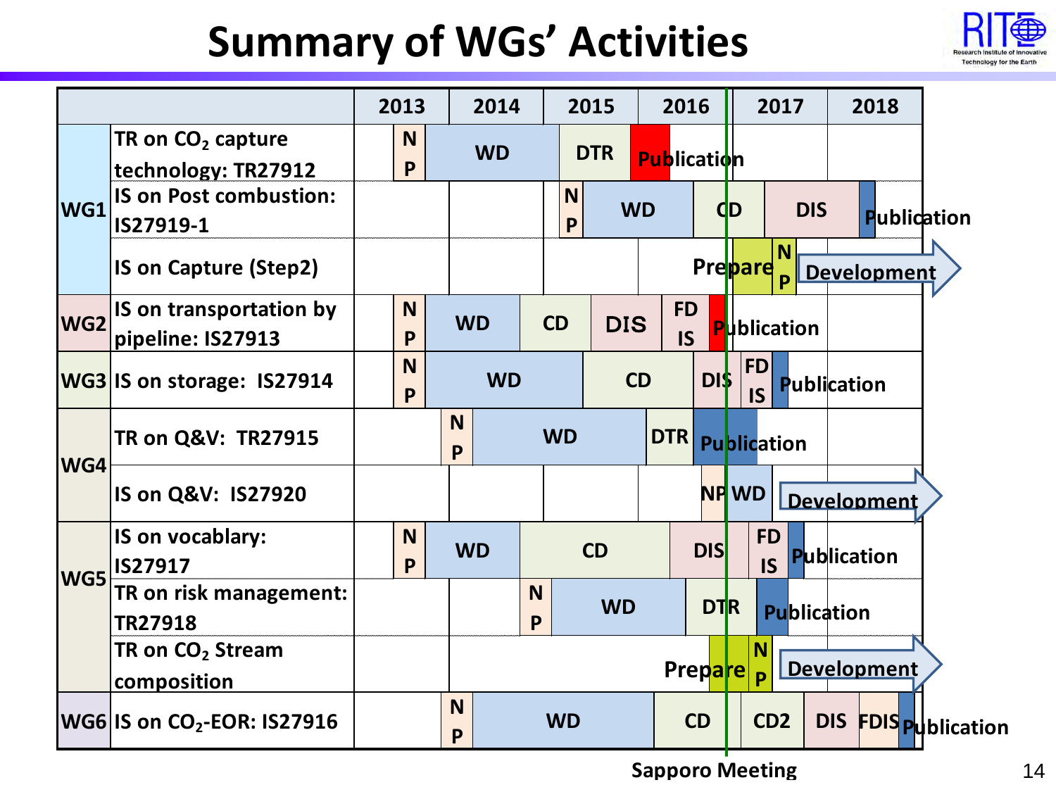# Summary of WGs' Activities

| WG | Item | 2013 | 2014 | 2015 | 2016 | 2017 | 2018 |
|---|---|---|---|---|---|---|---|
| WG1 | TR on $CO_2$ capture technology: TR27912 | NP | WD | DTR | Publication | | |
| | IS on Post combustion: IS27919-1 | | | NP, WD | CD | DIS | Publication |
| | IS on Capture (Step2) | | | | Prepare | NP, Development → | |
| WG2 | IS on transportation by pipeline: IS27913 | NP | WD, CD | DIS | FDIS, Publication | | |
| WG3 | IS on storage: IS27914 | NP | WD | CD | DIS | FDIS, Publication | |
| WG4 | TR on Q&V: TR27915 | | NP, WD | WD | DTR, Publication | | |
| | IS on Q&V: IS27920 | | | | NP | WD, Development → | |
| WG5 | IS on vocabulary: IS27917 | NP | WD, CD | CD | DIS | FDIS, Publication | |
| | TR on risk management: TR27918 | | NP | WD | DTR | Publication | |
| | TR on $CO_2$ Stream composition | | | | Prepare | NP, Development → | |
| WG6 | IS on $CO_2$-EOR: IS27916 | | NP, WD | WD | CD | CD2, DIS, FDIS | Publication |

Sapporo Meeting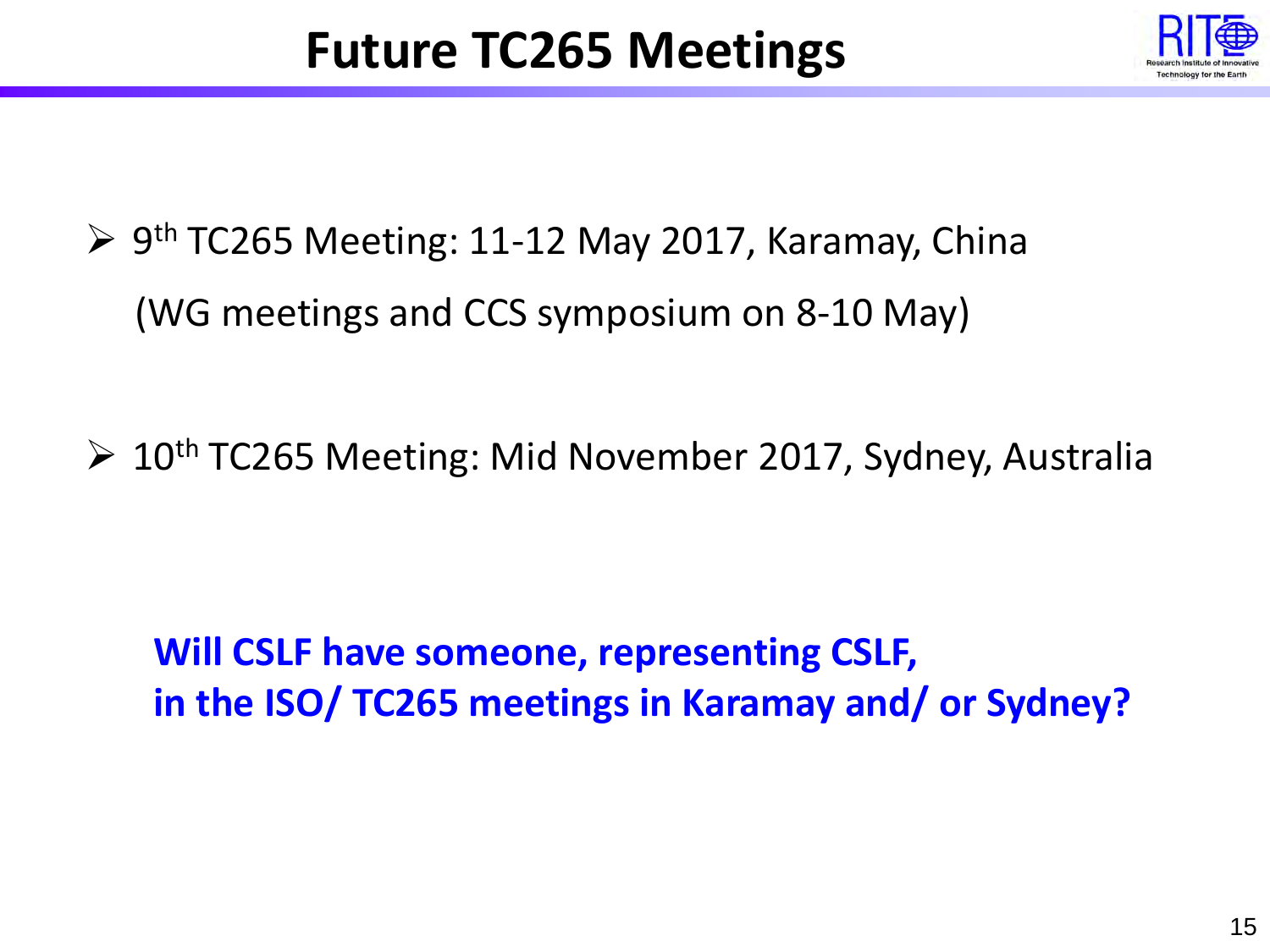# Future TC265 Meetings

- 9th TC265 Meeting: 11-12 May 2017, Karamay, China
  (WG meetings and CCS symposium on 8-10 May)

- 10th TC265 Meeting: Mid November 2017, Sydney, Australia

**Will CSLF have someone, representing CSLF, in the ISO/ TC265 meetings in Karamay and/ or Sydney?**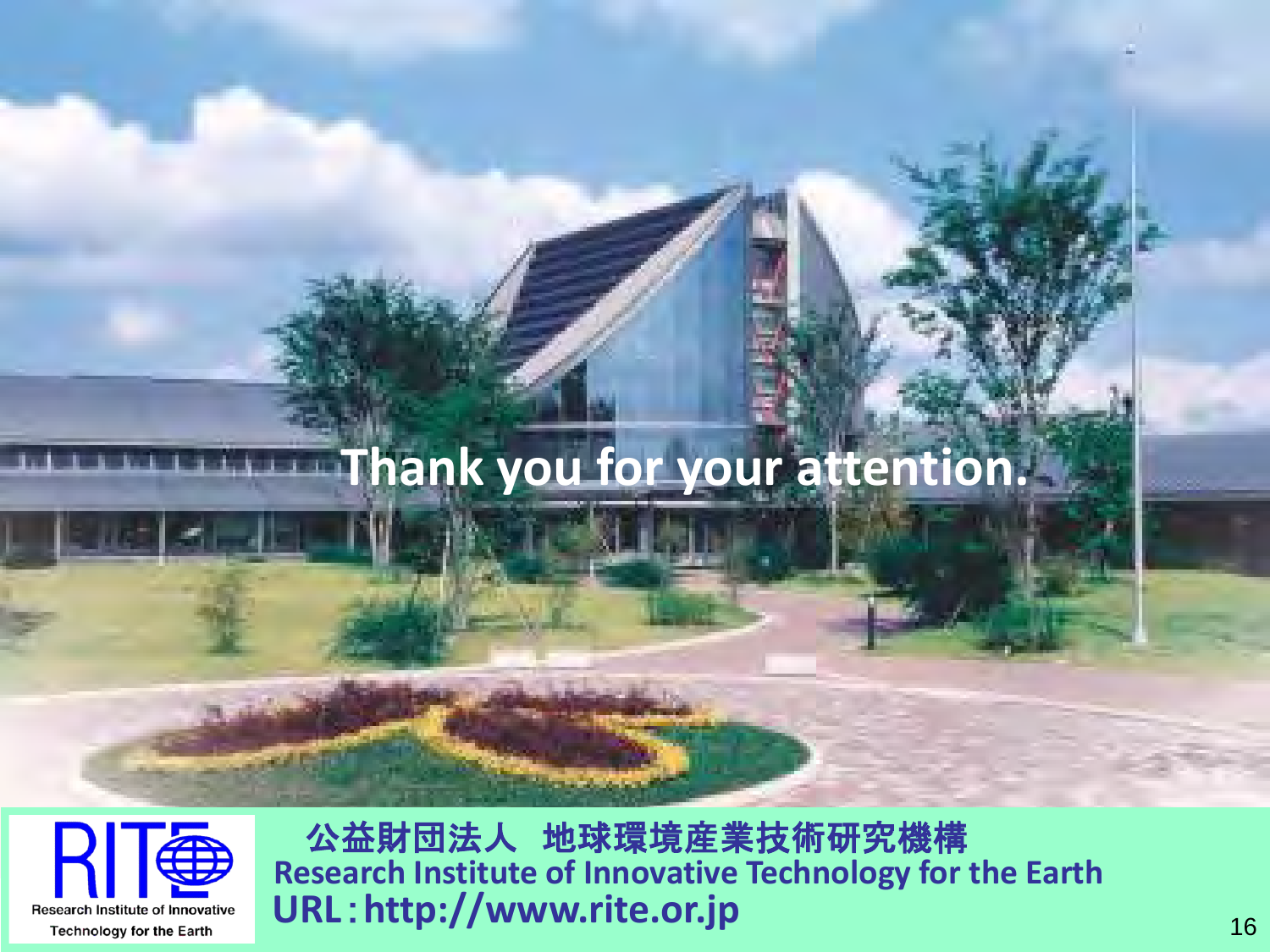Thank you for your attention.

公益財団法人　地球環境産業技術研究機構

Research Institute of Innovative Technology for the Earth

URL：http://www.rite.or.jp